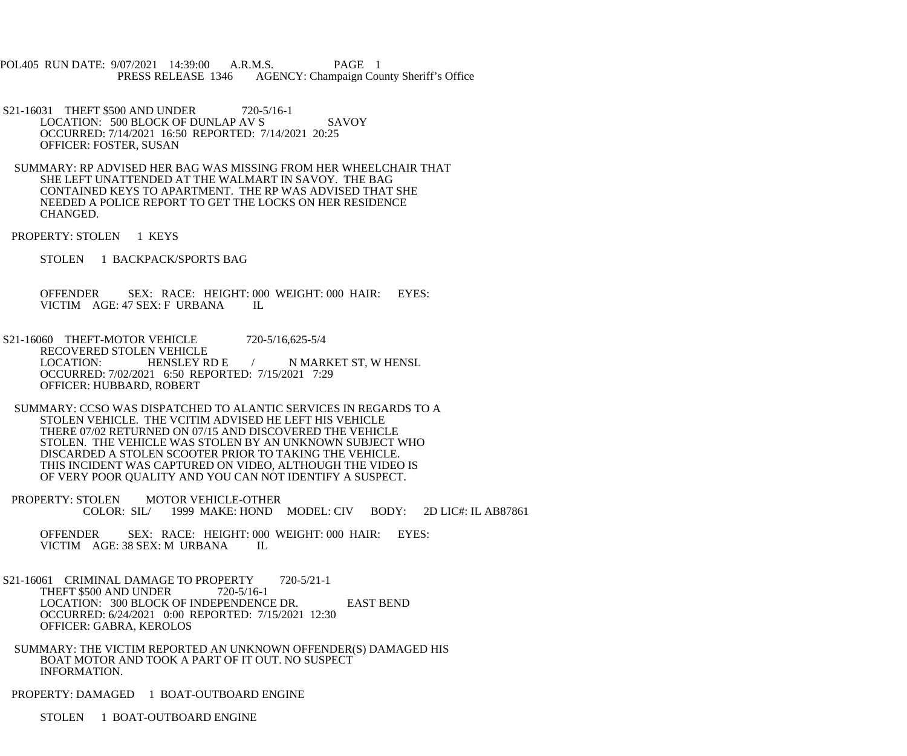POL405 RUN DATE: 9/07/2021 14:39:00 A.R.M.S. PAGE 1
PRESS RELEASE 1346 AGENCY: Champaign County Sheriff's Office

S21-16031 THEFT $500 AND UNDER 720-5/16-1
LOCATION: 500 BLOCK OF DUNLAP AV S SAVOY
OCCURRED: 7/14/2021 16:50 REPORTED: 7/14/2021 20:25
OFFICER: FOSTER, SUSAN

SUMMARY: RP ADVISED HER BAG WAS MISSING FROM HER WHEELCHAIR THAT SHE LEFT UNATTENDED AT THE WALMART IN SAVOY. THE BAG CONTAINED KEYS TO APARTMENT. THE RP WAS ADVISED THAT SHE NEEDED A POLICE REPORT TO GET THE LOCKS ON HER RESIDENCE CHANGED.

PROPERTY: STOLEN 1 KEYS

STOLEN 1 BACKPACK/SPORTS BAG

OFFENDER SEX: RACE: HEIGHT: 000 WEIGHT: 000 HAIR: EYES:
VICTIM AGE: 47 SEX: F URBANA IL

S21-16060 THEFT-MOTOR VEHICLE 720-5/16,625-5/4
RECOVERED STOLEN VEHICLE
LOCATION: HENSLEY RD E / N MARKET ST, W HENSL
OCCURRED: 7/02/2021 6:50 REPORTED: 7/15/2021 7:29
OFFICER: HUBBARD, ROBERT

SUMMARY: CCSO WAS DISPATCHED TO ALANTIC SERVICES IN REGARDS TO A STOLEN VEHICLE. THE VCITIM ADVISED HE LEFT HIS VEHICLE THERE 07/02 RETURNED ON 07/15 AND DISCOVERED THE VEHICLE STOLEN. THE VEHICLE WAS STOLEN BY AN UNKNOWN SUBJECT WHO DISCARDED A STOLEN SCOOTER PRIOR TO TAKING THE VEHICLE. THIS INCIDENT WAS CAPTURED ON VIDEO, ALTHOUGH THE VIDEO IS OF VERY POOR QUALITY AND YOU CAN NOT IDENTIFY A SUSPECT.

PROPERTY: STOLEN MOTOR VEHICLE-OTHER
COLOR: SIL/ 1999 MAKE: HOND MODEL: CIV BODY: 2D LIC#: IL AB87861

OFFENDER SEX: RACE: HEIGHT: 000 WEIGHT: 000 HAIR: EYES:
VICTIM AGE: 38 SEX: M URBANA IL

S21-16061 CRIMINAL DAMAGE TO PROPERTY 720-5/21-1
THEFT $500 AND UNDER 720-5/16-1
LOCATION: 300 BLOCK OF INDEPENDENCE DR. EAST BEND
OCCURRED: 6/24/2021 0:00 REPORTED: 7/15/2021 12:30
OFFICER: GABRA, KEROLOS

SUMMARY: THE VICTIM REPORTED AN UNKNOWN OFFENDER(S) DAMAGED HIS BOAT MOTOR AND TOOK A PART OF IT OUT. NO SUSPECT INFORMATION.

PROPERTY: DAMAGED 1 BOAT-OUTBOARD ENGINE

STOLEN 1 BOAT-OUTBOARD ENGINE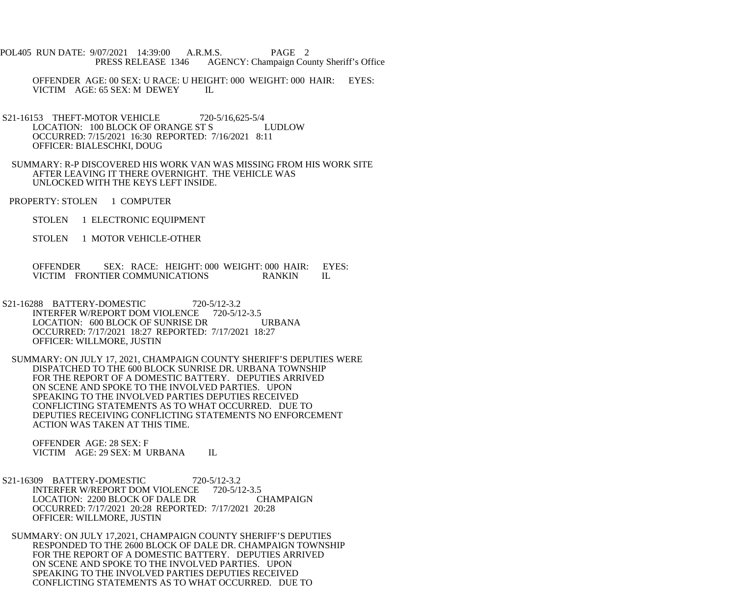OFFENDER AGE: 00 SEX: U RACE: U HEIGHT: 000 WEIGHT: 000 HAIR: EYES:
VICTIM AGE: 65 SEX: M DEWEY IL

S21-16153 THEFT-MOTOR VEHICLE 720-5/16,625-5/4
LOCATION: 100 BLOCK OF ORANGE ST S LUDLOW
OCCURRED: 7/15/2021 16:30 REPORTED: 7/16/2021 8:11
OFFICER: BIALESCHKI, DOUG

SUMMARY: R-P DISCOVERED HIS WORK VAN WAS MISSING FROM HIS WORK SITE AFTER LEAVING IT THERE OVERNIGHT. THE VEHICLE WAS UNLOCKED WITH THE KEYS LEFT INSIDE.

PROPERTY: STOLEN 1 COMPUTER

STOLEN 1 ELECTRONIC EQUIPMENT

STOLEN 1 MOTOR VEHICLE-OTHER

OFFENDER SEX: RACE: HEIGHT: 000 WEIGHT: 000 HAIR: EYES:
VICTIM FRONTIER COMMUNICATIONS RANKIN IL

S21-16288 BATTERY-DOMESTIC 720-5/12-3.2
INTERFER W/REPORT DOM VIOLENCE 720-5/12-3.5
LOCATION: 600 BLOCK OF SUNRISE DR URBANA
OCCURRED: 7/17/2021 18:27 REPORTED: 7/17/2021 18:27
OFFICER: WILLMORE, JUSTIN

SUMMARY: ON JULY 17, 2021, CHAMPAIGN COUNTY SHERIFF'S DEPUTIES WERE DISPATCHED TO THE 600 BLOCK SUNRISE DR. URBANA TOWNSHIP FOR THE REPORT OF A DOMESTIC BATTERY. DEPUTIES ARRIVED ON SCENE AND SPOKE TO THE INVOLVED PARTIES. UPON SPEAKING TO THE INVOLVED PARTIES DEPUTIES RECEIVED CONFLICTING STATEMENTS AS TO WHAT OCCURRED. DUE TO DEPUTIES RECEIVING CONFLICTING STATEMENTS NO ENFORCEMENT ACTION WAS TAKEN AT THIS TIME.

OFFENDER AGE: 28 SEX: F
VICTIM AGE: 29 SEX: M URBANA IL

S21-16309 BATTERY-DOMESTIC 720-5/12-3.2
INTERFER W/REPORT DOM VIOLENCE 720-5/12-3.5
LOCATION: 2200 BLOCK OF DALE DR CHAMPAIGN
OCCURRED: 7/17/2021 20:28 REPORTED: 7/17/2021 20:28
OFFICER: WILLMORE, JUSTIN

SUMMARY: ON JULY 17,2021, CHAMPAIGN COUNTY SHERIFF'S DEPUTIES RESPONDED TO THE 2600 BLOCK OF DALE DR. CHAMPAIGN TOWNSHIP FOR THE REPORT OF A DOMESTIC BATTERY. DEPUTIES ARRIVED ON SCENE AND SPOKE TO THE INVOLVED PARTIES. UPON SPEAKING TO THE INVOLVED PARTIES DEPUTIES RECEIVED CONFLICTING STATEMENTS AS TO WHAT OCCURRED. DUE TO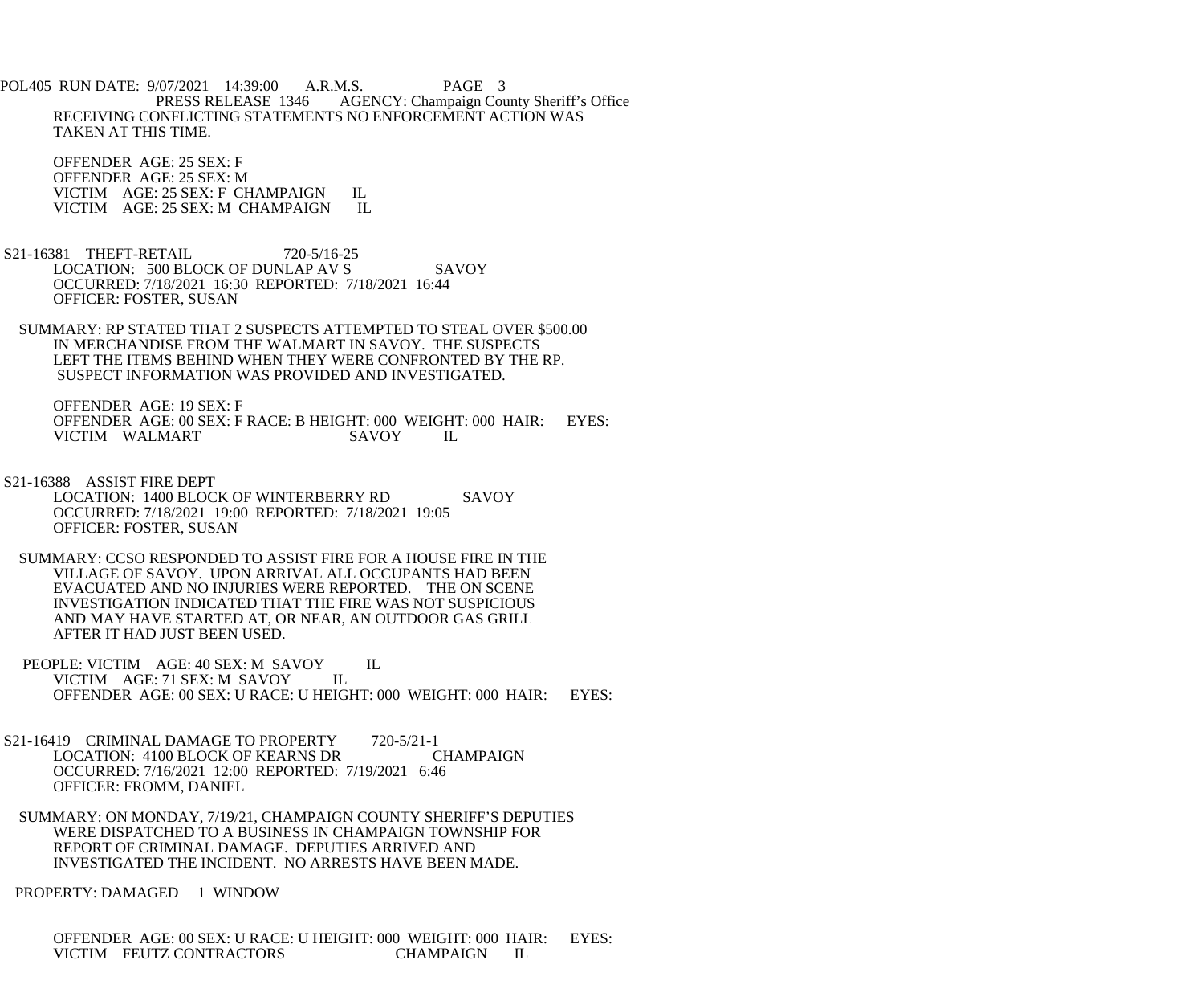RECEIVING CONFLICTING STATEMENTS NO ENFORCEMENT ACTION WAS TAKEN AT THIS TIME.

OFFENDER AGE: 25 SEX: F
OFFENDER AGE: 25 SEX: M
VICTIM AGE: 25 SEX: F CHAMPAIGN IL
VICTIM AGE: 25 SEX: M CHAMPAIGN IL

S21-16381 THEFT-RETAIL 720-5/16-25
LOCATION: 500 BLOCK OF DUNLAP AV S SAVOY
OCCURRED: 7/18/2021 16:30 REPORTED: 7/18/2021 16:44
OFFICER: FOSTER, SUSAN

SUMMARY: RP STATED THAT 2 SUSPECTS ATTEMPTED TO STEAL OVER $500.00 IN MERCHANDISE FROM THE WALMART IN SAVOY. THE SUSPECTS LEFT THE ITEMS BEHIND WHEN THEY WERE CONFRONTED BY THE RP. SUSPECT INFORMATION WAS PROVIDED AND INVESTIGATED.

OFFENDER AGE: 19 SEX: F
OFFENDER AGE: 00 SEX: F RACE: B HEIGHT: 000 WEIGHT: 000 HAIR: EYES:
VICTIM WALMART SAVOY IL

S21-16388 ASSIST FIRE DEPT
LOCATION: 1400 BLOCK OF WINTERBERRY RD SAVOY
OCCURRED: 7/18/2021 19:00 REPORTED: 7/18/2021 19:05
OFFICER: FOSTER, SUSAN

SUMMARY: CCSO RESPONDED TO ASSIST FIRE FOR A HOUSE FIRE IN THE VILLAGE OF SAVOY. UPON ARRIVAL ALL OCCUPANTS HAD BEEN EVACUATED AND NO INJURIES WERE REPORTED. THE ON SCENE INVESTIGATION INDICATED THAT THE FIRE WAS NOT SUSPICIOUS AND MAY HAVE STARTED AT, OR NEAR, AN OUTDOOR GAS GRILL AFTER IT HAD JUST BEEN USED.

PEOPLE: VICTIM AGE: 40 SEX: M SAVOY IL
VICTIM AGE: 71 SEX: M SAVOY IL
OFFENDER AGE: 00 SEX: U RACE: U HEIGHT: 000 WEIGHT: 000 HAIR: EYES:

S21-16419 CRIMINAL DAMAGE TO PROPERTY 720-5/21-1
LOCATION: 4100 BLOCK OF KEARNS DR CHAMPAIGN
OCCURRED: 7/16/2021 12:00 REPORTED: 7/19/2021 6:46
OFFICER: FROMM, DANIEL

SUMMARY: ON MONDAY, 7/19/21, CHAMPAIGN COUNTY SHERIFF'S DEPUTIES WERE DISPATCHED TO A BUSINESS IN CHAMPAIGN TOWNSHIP FOR REPORT OF CRIMINAL DAMAGE. DEPUTIES ARRIVED AND INVESTIGATED THE INCIDENT. NO ARRESTS HAVE BEEN MADE.

PROPERTY: DAMAGED 1 WINDOW

OFFENDER AGE: 00 SEX: U RACE: U HEIGHT: 000 WEIGHT: 000 HAIR: EYES:
VICTIM FEUTZ CONTRACTORS CHAMPAIGN IL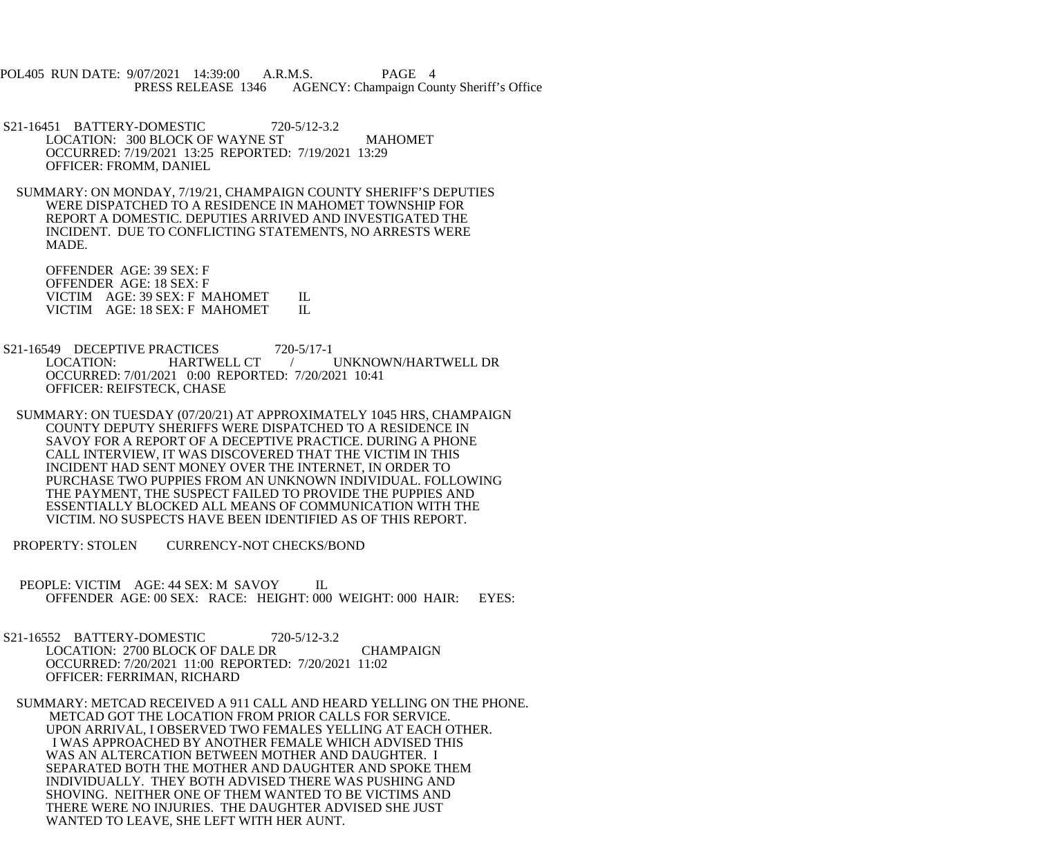S21-16451 BATTERY-DOMESTIC 720-5/12-3.2
LOCATION: 300 BLOCK OF WAYNE ST MAHOMET
OCCURRED: 7/19/2021 13:25 REPORTED: 7/19/2021 13:29
OFFICER: FROMM, DANIEL

SUMMARY: ON MONDAY, 7/19/21, CHAMPAIGN COUNTY SHERIFF'S DEPUTIES WERE DISPATCHED TO A RESIDENCE IN MAHOMET TOWNSHIP FOR REPORT A DOMESTIC. DEPUTIES ARRIVED AND INVESTIGATED THE INCIDENT. DUE TO CONFLICTING STATEMENTS, NO ARRESTS WERE MADE.

OFFENDER AGE: 39 SEX: F
OFFENDER AGE: 18 SEX: F
VICTIM AGE: 39 SEX: F MAHOMET IL
VICTIM AGE: 18 SEX: F MAHOMET IL

S21-16549 DECEPTIVE PRACTICES 720-5/17-1
LOCATION: HARTWELL CT / UNKNOWN/HARTWELL DR
OCCURRED: 7/01/2021 0:00 REPORTED: 7/20/2021 10:41
OFFICER: REIFSTECK, CHASE

SUMMARY: ON TUESDAY (07/20/21) AT APPROXIMATELY 1045 HRS, CHAMPAIGN COUNTY DEPUTY SHERIFFS WERE DISPATCHED TO A RESIDENCE IN SAVOY FOR A REPORT OF A DECEPTIVE PRACTICE. DURING A PHONE CALL INTERVIEW, IT WAS DISCOVERED THAT THE VICTIM IN THIS INCIDENT HAD SENT MONEY OVER THE INTERNET, IN ORDER TO PURCHASE TWO PUPPIES FROM AN UNKNOWN INDIVIDUAL. FOLLOWING THE PAYMENT, THE SUSPECT FAILED TO PROVIDE THE PUPPIES AND ESSENTIALLY BLOCKED ALL MEANS OF COMMUNICATION WITH THE VICTIM. NO SUSPECTS HAVE BEEN IDENTIFIED AS OF THIS REPORT.

PROPERTY: STOLEN CURRENCY-NOT CHECKS/BOND

PEOPLE: VICTIM AGE: 44 SEX: M SAVOY IL
OFFENDER AGE: 00 SEX: RACE: HEIGHT: 000 WEIGHT: 000 HAIR: EYES:

S21-16552 BATTERY-DOMESTIC 720-5/12-3.2
LOCATION: 2700 BLOCK OF DALE DR CHAMPAIGN
OCCURRED: 7/20/2021 11:00 REPORTED: 7/20/2021 11:02
OFFICER: FERRIMAN, RICHARD

SUMMARY: METCAD RECEIVED A 911 CALL AND HEARD YELLING ON THE PHONE. METCAD GOT THE LOCATION FROM PRIOR CALLS FOR SERVICE. UPON ARRIVAL, I OBSERVED TWO FEMALES YELLING AT EACH OTHER. I WAS APPROACHED BY ANOTHER FEMALE WHICH ADVISED THIS WAS AN ALTERCATION BETWEEN MOTHER AND DAUGHTER. I SEPARATED BOTH THE MOTHER AND DAUGHTER AND SPOKE THEM INDIVIDUALLY. THEY BOTH ADVISED THERE WAS PUSHING AND SHOVING. NEITHER ONE OF THEM WANTED TO BE VICTIMS AND THERE WERE NO INJURIES. THE DAUGHTER ADVISED SHE JUST WANTED TO LEAVE, SHE LEFT WITH HER AUNT.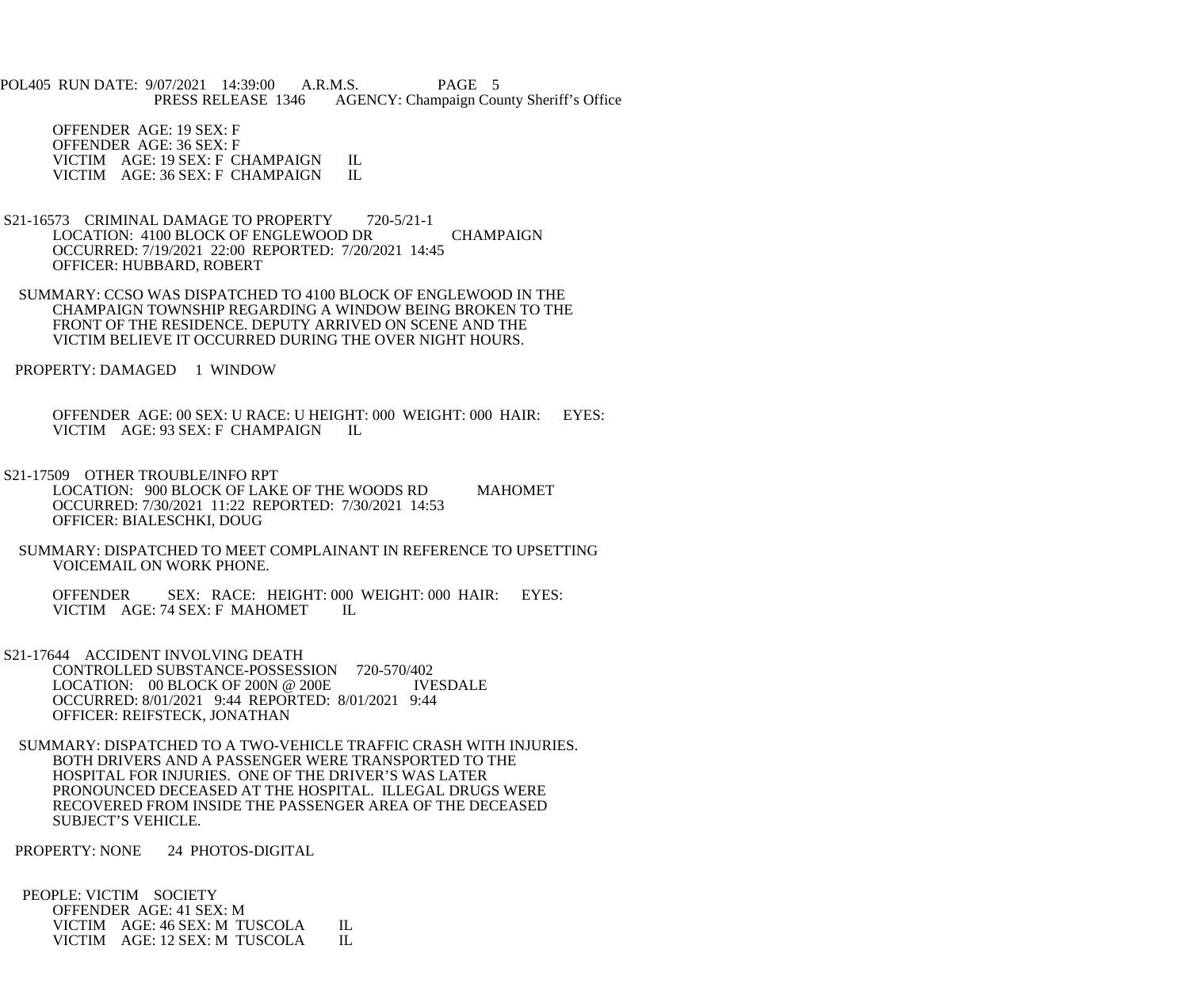OFFENDER AGE: 19 SEX: F
OFFENDER AGE: 36 SEX: F
VICTIM AGE: 19 SEX: F CHAMPAIGN IL
VICTIM AGE: 36 SEX: F CHAMPAIGN IL

S21-16573 CRIMINAL DAMAGE TO PROPERTY 720-5/21-1
LOCATION: 4100 BLOCK OF ENGLEWOOD DR CHAMPAIGN
OCCURRED: 7/19/2021 22:00 REPORTED: 7/20/2021 14:45
OFFICER: HUBBARD, ROBERT

SUMMARY: CCSO WAS DISPATCHED TO 4100 BLOCK OF ENGLEWOOD IN THE CHAMPAIGN TOWNSHIP REGARDING A WINDOW BEING BROKEN TO THE FRONT OF THE RESIDENCE. DEPUTY ARRIVED ON SCENE AND THE VICTIM BELIEVE IT OCCURRED DURING THE OVER NIGHT HOURS.

PROPERTY: DAMAGED 1 WINDOW

OFFENDER AGE: 00 SEX: U RACE: U HEIGHT: 000 WEIGHT: 000 HAIR: EYES:
VICTIM AGE: 93 SEX: F CHAMPAIGN IL

S21-17509 OTHER TROUBLE/INFO RPT
LOCATION: 900 BLOCK OF LAKE OF THE WOODS RD MAHOMET
OCCURRED: 7/30/2021 11:22 REPORTED: 7/30/2021 14:53
OFFICER: BIALESCHKI, DOUG

SUMMARY: DISPATCHED TO MEET COMPLAINANT IN REFERENCE TO UPSETTING VOICEMAIL ON WORK PHONE.

OFFENDER SEX: RACE: HEIGHT: 000 WEIGHT: 000 HAIR: EYES:
VICTIM AGE: 74 SEX: F MAHOMET IL

S21-17644 ACCIDENT INVOLVING DEATH
CONTROLLED SUBSTANCE-POSSESSION 720-570/402
LOCATION: 00 BLOCK OF 200N @ 200E IVESDALE
OCCURRED: 8/01/2021 9:44 REPORTED: 8/01/2021 9:44
OFFICER: REIFSTECK, JONATHAN

SUMMARY: DISPATCHED TO A TWO-VEHICLE TRAFFIC CRASH WITH INJURIES. BOTH DRIVERS AND A PASSENGER WERE TRANSPORTED TO THE HOSPITAL FOR INJURIES. ONE OF THE DRIVER'S WAS LATER PRONOUNCED DECEASED AT THE HOSPITAL. ILLEGAL DRUGS WERE RECOVERED FROM INSIDE THE PASSENGER AREA OF THE DECEASED SUBJECT'S VEHICLE.

PROPERTY: NONE 24 PHOTOS-DIGITAL

PEOPLE: VICTIM SOCIETY
OFFENDER AGE: 41 SEX: M
VICTIM AGE: 46 SEX: M TUSCOLA IL
VICTIM AGE: 12 SEX: M TUSCOLA IL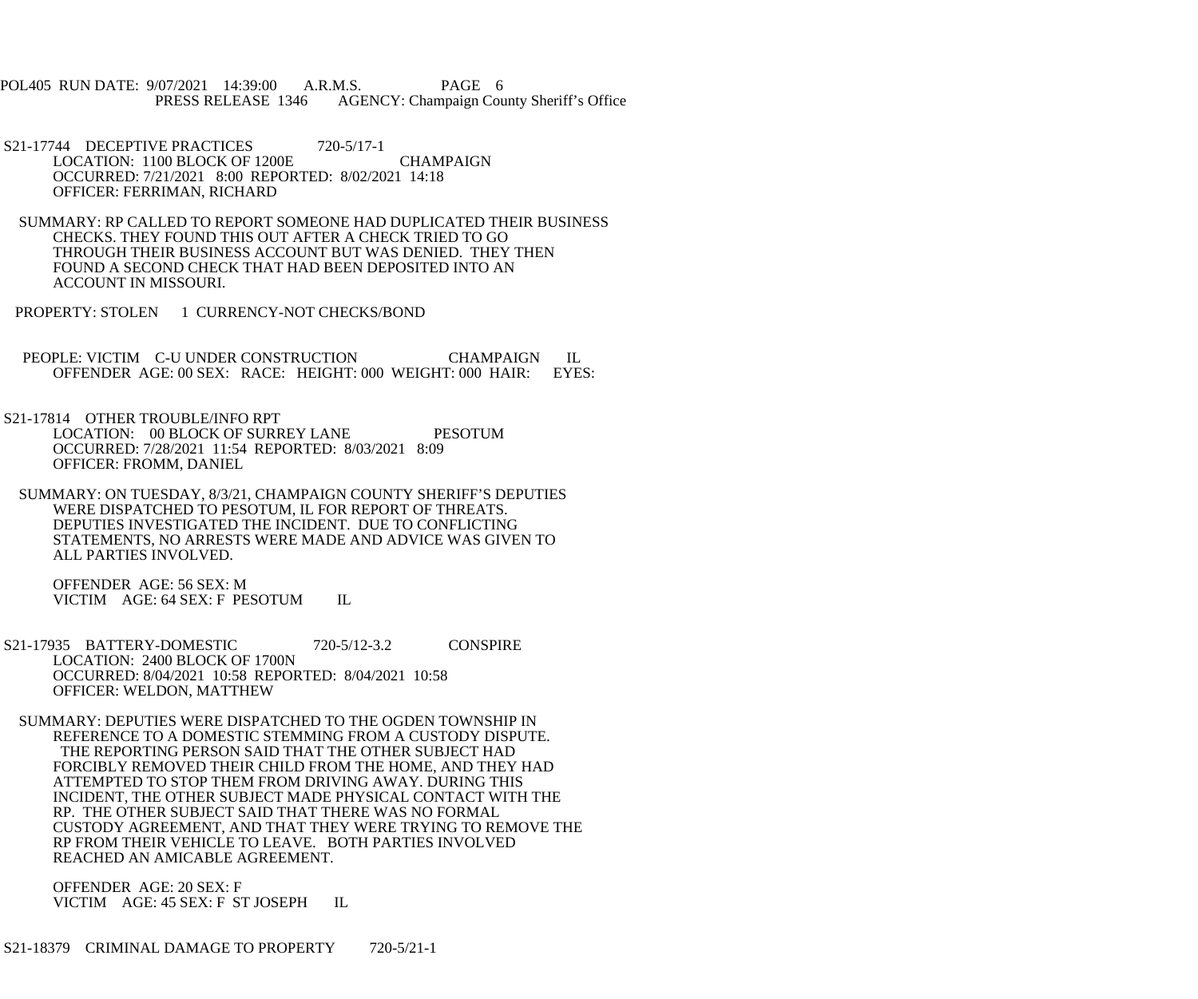S21-17744 DECEPTIVE PRACTICES 720-5/17-1
LOCATION: 1100 BLOCK OF 1200E CHAMPAIGN
OCCURRED: 7/21/2021 8:00 REPORTED: 8/02/2021 14:18
OFFICER: FERRIMAN, RICHARD

SUMMARY: RP CALLED TO REPORT SOMEONE HAD DUPLICATED THEIR BUSINESS CHECKS. THEY FOUND THIS OUT AFTER A CHECK TRIED TO GO THROUGH THEIR BUSINESS ACCOUNT BUT WAS DENIED. THEY THEN FOUND A SECOND CHECK THAT HAD BEEN DEPOSITED INTO AN ACCOUNT IN MISSOURI.

PROPERTY: STOLEN 1 CURRENCY-NOT CHECKS/BOND

PEOPLE: VICTIM C-U UNDER CONSTRUCTION CHAMPAIGN IL
OFFENDER AGE: 00 SEX: RACE: HEIGHT: 000 WEIGHT: 000 HAIR: EYES:

S21-17814 OTHER TROUBLE/INFO RPT
LOCATION: 00 BLOCK OF SURREY LANE PESOTUM
OCCURRED: 7/28/2021 11:54 REPORTED: 8/03/2021 8:09
OFFICER: FROMM, DANIEL

SUMMARY: ON TUESDAY, 8/3/21, CHAMPAIGN COUNTY SHERIFF'S DEPUTIES WERE DISPATCHED TO PESOTUM, IL FOR REPORT OF THREATS. DEPUTIES INVESTIGATED THE INCIDENT. DUE TO CONFLICTING STATEMENTS, NO ARRESTS WERE MADE AND ADVICE WAS GIVEN TO ALL PARTIES INVOLVED.

OFFENDER AGE: 56 SEX: M
VICTIM AGE: 64 SEX: F PESOTUM IL

S21-17935 BATTERY-DOMESTIC 720-5/12-3.2 CONSPIRE
LOCATION: 2400 BLOCK OF 1700N
OCCURRED: 8/04/2021 10:58 REPORTED: 8/04/2021 10:58
OFFICER: WELDON, MATTHEW

SUMMARY: DEPUTIES WERE DISPATCHED TO THE OGDEN TOWNSHIP IN REFERENCE TO A DOMESTIC STEMMING FROM A CUSTODY DISPUTE. THE REPORTING PERSON SAID THAT THE OTHER SUBJECT HAD FORCIBLY REMOVED THEIR CHILD FROM THE HOME, AND THEY HAD ATTEMPTED TO STOP THEM FROM DRIVING AWAY. DURING THIS INCIDENT, THE OTHER SUBJECT MADE PHYSICAL CONTACT WITH THE RP. THE OTHER SUBJECT SAID THAT THERE WAS NO FORMAL CUSTODY AGREEMENT, AND THAT THEY WERE TRYING TO REMOVE THE RP FROM THEIR VEHICLE TO LEAVE. BOTH PARTIES INVOLVED REACHED AN AMICABLE AGREEMENT.

OFFENDER AGE: 20 SEX: F
VICTIM AGE: 45 SEX: F ST JOSEPH IL

S21-18379 CRIMINAL DAMAGE TO PROPERTY 720-5/21-1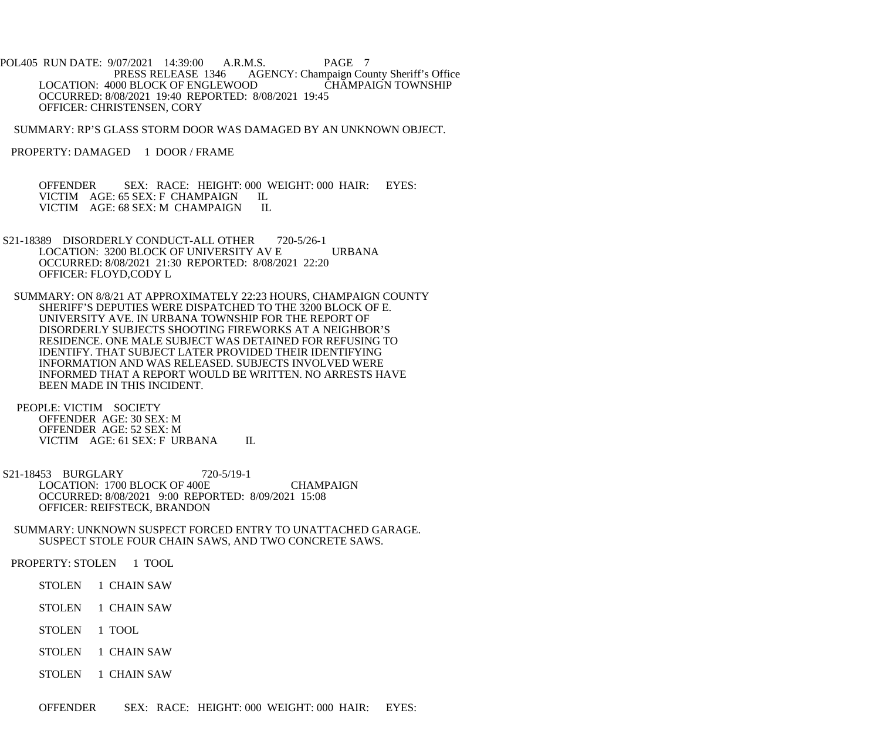PRESS RELEASE 1346 AGENCY: Champaign County Sheriff's Office

LOCATION: 4000 BLOCK OF ENGLEWOOD CHAMPAIGN TOWNSHIP
OCCURRED: 8/08/2021 19:40 REPORTED: 8/08/2021 19:45
OFFICER: CHRISTENSEN, CORY

SUMMARY: RP'S GLASS STORM DOOR WAS DAMAGED BY AN UNKNOWN OBJECT.

PROPERTY: DAMAGED 1 DOOR / FRAME

OFFENDER SEX: RACE: HEIGHT: 000 WEIGHT: 000 HAIR: EYES:
VICTIM AGE: 65 SEX: F CHAMPAIGN IL
VICTIM AGE: 68 SEX: M CHAMPAIGN IL

S21-18389 DISORDERLY CONDUCT-ALL OTHER 720-5/26-1
LOCATION: 3200 BLOCK OF UNIVERSITY AV E URBANA
OCCURRED: 8/08/2021 21:30 REPORTED: 8/08/2021 22:20
OFFICER: FLOYD,CODY L

SUMMARY: ON 8/8/21 AT APPROXIMATELY 22:23 HOURS, CHAMPAIGN COUNTY SHERIFF'S DEPUTIES WERE DISPATCHED TO THE 3200 BLOCK OF E. UNIVERSITY AVE. IN URBANA TOWNSHIP FOR THE REPORT OF DISORDERLY SUBJECTS SHOOTING FIREWORKS AT A NEIGHBOR'S RESIDENCE. ONE MALE SUBJECT WAS DETAINED FOR REFUSING TO IDENTIFY. THAT SUBJECT LATER PROVIDED THEIR IDENTIFYING INFORMATION AND WAS RELEASED. SUBJECTS INVOLVED WERE INFORMED THAT A REPORT WOULD BE WRITTEN. NO ARRESTS HAVE BEEN MADE IN THIS INCIDENT.

PEOPLE: VICTIM SOCIETY
OFFENDER AGE: 30 SEX: M
OFFENDER AGE: 52 SEX: M
VICTIM AGE: 61 SEX: F URBANA IL

S21-18453 BURGLARY 720-5/19-1
LOCATION: 1700 BLOCK OF 400E CHAMPAIGN
OCCURRED: 8/08/2021 9:00 REPORTED: 8/09/2021 15:08
OFFICER: REIFSTECK, BRANDON

SUMMARY: UNKNOWN SUSPECT FORCED ENTRY TO UNATTACHED GARAGE. SUSPECT STOLE FOUR CHAIN SAWS, AND TWO CONCRETE SAWS.

PROPERTY: STOLEN 1 TOOL

STOLEN 1 CHAIN SAW

STOLEN 1 CHAIN SAW

STOLEN 1 TOOL

STOLEN 1 CHAIN SAW

STOLEN 1 CHAIN SAW

OFFENDER SEX: RACE: HEIGHT: 000 WEIGHT: 000 HAIR: EYES: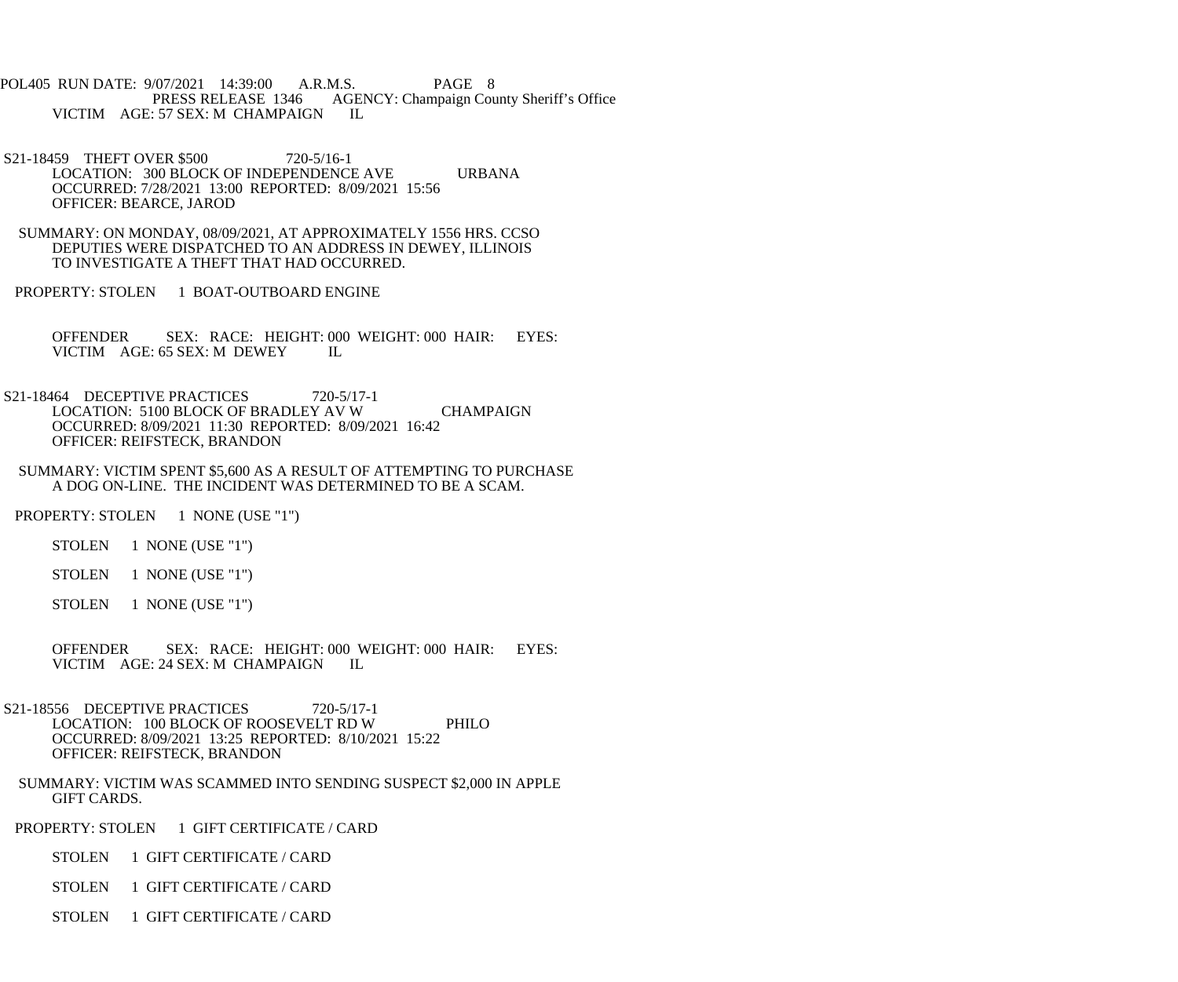VICTIM AGE: 57 SEX: M CHAMPAIGN IL

S21-18459 THEFT OVER $500 720-5/16-1
LOCATION: 300 BLOCK OF INDEPENDENCE AVE URBANA
OCCURRED: 7/28/2021 13:00 REPORTED: 8/09/2021 15:56
OFFICER: BEARCE, JAROD

SUMMARY: ON MONDAY, 08/09/2021, AT APPROXIMATELY 1556 HRS. CCSO DEPUTIES WERE DISPATCHED TO AN ADDRESS IN DEWEY, ILLINOIS TO INVESTIGATE A THEFT THAT HAD OCCURRED.

PROPERTY: STOLEN 1 BOAT-OUTBOARD ENGINE

OFFENDER SEX: RACE: HEIGHT: 000 WEIGHT: 000 HAIR: EYES:
VICTIM AGE: 65 SEX: M DEWEY IL

S21-18464 DECEPTIVE PRACTICES 720-5/17-1
LOCATION: 5100 BLOCK OF BRADLEY AV W CHAMPAIGN
OCCURRED: 8/09/2021 11:30 REPORTED: 8/09/2021 16:42
OFFICER: REIFSTECK, BRANDON

SUMMARY: VICTIM SPENT $5,600 AS A RESULT OF ATTEMPTING TO PURCHASE A DOG ON-LINE. THE INCIDENT WAS DETERMINED TO BE A SCAM.

PROPERTY: STOLEN 1 NONE (USE "1")

STOLEN 1 NONE (USE "1")

STOLEN 1 NONE (USE "1")

STOLEN 1 NONE (USE "1")

OFFENDER SEX: RACE: HEIGHT: 000 WEIGHT: 000 HAIR: EYES:
VICTIM AGE: 24 SEX: M CHAMPAIGN IL

S21-18556 DECEPTIVE PRACTICES 720-5/17-1
LOCATION: 100 BLOCK OF ROOSEVELT RD W PHILO
OCCURRED: 8/09/2021 13:25 REPORTED: 8/10/2021 15:22
OFFICER: REIFSTECK, BRANDON

SUMMARY: VICTIM WAS SCAMMED INTO SENDING SUSPECT $2,000 IN APPLE GIFT CARDS.

PROPERTY: STOLEN 1 GIFT CERTIFICATE / CARD

STOLEN 1 GIFT CERTIFICATE / CARD

STOLEN 1 GIFT CERTIFICATE / CARD

STOLEN 1 GIFT CERTIFICATE / CARD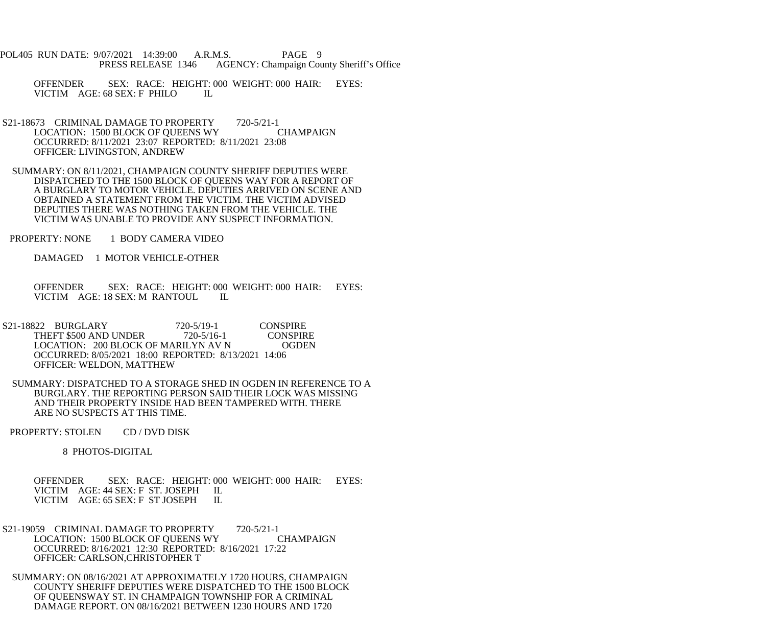OFFENDER SEX: RACE: HEIGHT: 000 WEIGHT: 000 HAIR: EYES:
VICTIM AGE: 68 SEX: F PHILO IL

S21-18673 CRIMINAL DAMAGE TO PROPERTY 720-5/21-1
LOCATION: 1500 BLOCK OF QUEENS WY CHAMPAIGN
OCCURRED: 8/11/2021 23:07 REPORTED: 8/11/2021 23:08
OFFICER: LIVINGSTON, ANDREW

SUMMARY: ON 8/11/2021, CHAMPAIGN COUNTY SHERIFF DEPUTIES WERE DISPATCHED TO THE 1500 BLOCK OF QUEENS WAY FOR A REPORT OF A BURGLARY TO MOTOR VEHICLE. DEPUTIES ARRIVED ON SCENE AND OBTAINED A STATEMENT FROM THE VICTIM. THE VICTIM ADVISED DEPUTIES THERE WAS NOTHING TAKEN FROM THE VEHICLE. THE VICTIM WAS UNABLE TO PROVIDE ANY SUSPECT INFORMATION.

PROPERTY: NONE 1 BODY CAMERA VIDEO

DAMAGED 1 MOTOR VEHICLE-OTHER

OFFENDER SEX: RACE: HEIGHT: 000 WEIGHT: 000 HAIR: EYES:
VICTIM AGE: 18 SEX: M RANTOUL IL

S21-18822 BURGLARY 720-5/19-1 CONSPIRE
THEFT $500 AND UNDER 720-5/16-1 CONSPIRE
LOCATION: 200 BLOCK OF MARILYN AV N OGDEN
OCCURRED: 8/05/2021 18:00 REPORTED: 8/13/2021 14:06
OFFICER: WELDON, MATTHEW

SUMMARY: DISPATCHED TO A STORAGE SHED IN OGDEN IN REFERENCE TO A BURGLARY. THE REPORTING PERSON SAID THEIR LOCK WAS MISSING AND THEIR PROPERTY INSIDE HAD BEEN TAMPERED WITH. THERE ARE NO SUSPECTS AT THIS TIME.

PROPERTY: STOLEN CD / DVD DISK

8 PHOTOS-DIGITAL

OFFENDER SEX: RACE: HEIGHT: 000 WEIGHT: 000 HAIR: EYES:
VICTIM AGE: 44 SEX: F ST. JOSEPH IL
VICTIM AGE: 65 SEX: F ST JOSEPH IL

S21-19059 CRIMINAL DAMAGE TO PROPERTY 720-5/21-1
LOCATION: 1500 BLOCK OF QUEENS WY CHAMPAIGN
OCCURRED: 8/16/2021 12:30 REPORTED: 8/16/2021 17:22
OFFICER: CARLSON,CHRISTOPHER T

SUMMARY: ON 08/16/2021 AT APPROXIMATELY 1720 HOURS, CHAMPAIGN COUNTY SHERIFF DEPUTIES WERE DISPATCHED TO THE 1500 BLOCK OF QUEENSWAY ST. IN CHAMPAIGN TOWNSHIP FOR A CRIMINAL DAMAGE REPORT. ON 08/16/2021 BETWEEN 1230 HOURS AND 1720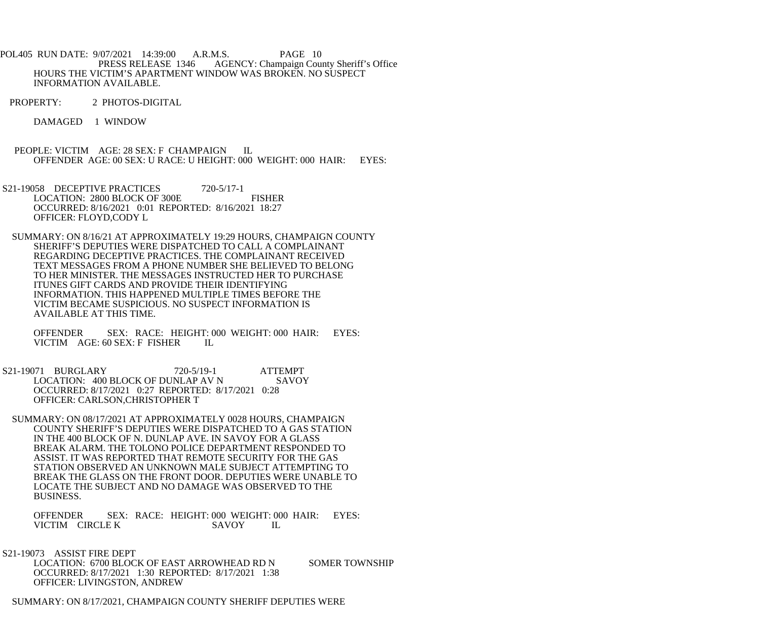HOURS THE VICTIM'S APARTMENT WINDOW WAS BROKEN. NO SUSPECT INFORMATION AVAILABLE.

PROPERTY: 2 PHOTOS-DIGITAL

DAMAGED 1 WINDOW

PEOPLE: VICTIM AGE: 28 SEX: F CHAMPAIGN IL
OFFENDER AGE: 00 SEX: U RACE: U HEIGHT: 000 WEIGHT: 000 HAIR: EYES:

S21-19058 DECEPTIVE PRACTICES 720-5/17-1
LOCATION: 2800 BLOCK OF 300E FISHER
OCCURRED: 8/16/2021 0:01 REPORTED: 8/16/2021 18:27
OFFICER: FLOYD,CODY L

SUMMARY: ON 8/16/21 AT APPROXIMATELY 19:29 HOURS, CHAMPAIGN COUNTY SHERIFF'S DEPUTIES WERE DISPATCHED TO CALL A COMPLAINANT REGARDING DECEPTIVE PRACTICES. THE COMPLAINANT RECEIVED TEXT MESSAGES FROM A PHONE NUMBER SHE BELIEVED TO BELONG TO HER MINISTER. THE MESSAGES INSTRUCTED HER TO PURCHASE ITUNES GIFT CARDS AND PROVIDE THEIR IDENTIFYING INFORMATION. THIS HAPPENED MULTIPLE TIMES BEFORE THE VICTIM BECAME SUSPICIOUS. NO SUSPECT INFORMATION IS AVAILABLE AT THIS TIME.

OFFENDER SEX: RACE: HEIGHT: 000 WEIGHT: 000 HAIR: EYES:
VICTIM AGE: 60 SEX: F FISHER IL

S21-19071 BURGLARY 720-5/19-1 ATTEMPT
LOCATION: 400 BLOCK OF DUNLAP AV N SAVOY
OCCURRED: 8/17/2021 0:27 REPORTED: 8/17/2021 0:28
OFFICER: CARLSON,CHRISTOPHER T

SUMMARY: ON 08/17/2021 AT APPROXIMATELY 0028 HOURS, CHAMPAIGN COUNTY SHERIFF'S DEPUTIES WERE DISPATCHED TO A GAS STATION IN THE 400 BLOCK OF N. DUNLAP AVE. IN SAVOY FOR A GLASS BREAK ALARM. THE TOLONO POLICE DEPARTMENT RESPONDED TO ASSIST. IT WAS REPORTED THAT REMOTE SECURITY FOR THE GAS STATION OBSERVED AN UNKNOWN MALE SUBJECT ATTEMPTING TO BREAK THE GLASS ON THE FRONT DOOR. DEPUTIES WERE UNABLE TO LOCATE THE SUBJECT AND NO DAMAGE WAS OBSERVED TO THE BUSINESS.

OFFENDER SEX: RACE: HEIGHT: 000 WEIGHT: 000 HAIR: EYES:
VICTIM CIRCLE K SAVOY IL

S21-19073 ASSIST FIRE DEPT
LOCATION: 6700 BLOCK OF EAST ARROWHEAD RD N SOMER TOWNSHIP
OCCURRED: 8/17/2021 1:30 REPORTED: 8/17/2021 1:38
OFFICER: LIVINGSTON, ANDREW

SUMMARY: ON 8/17/2021, CHAMPAIGN COUNTY SHERIFF DEPUTIES WERE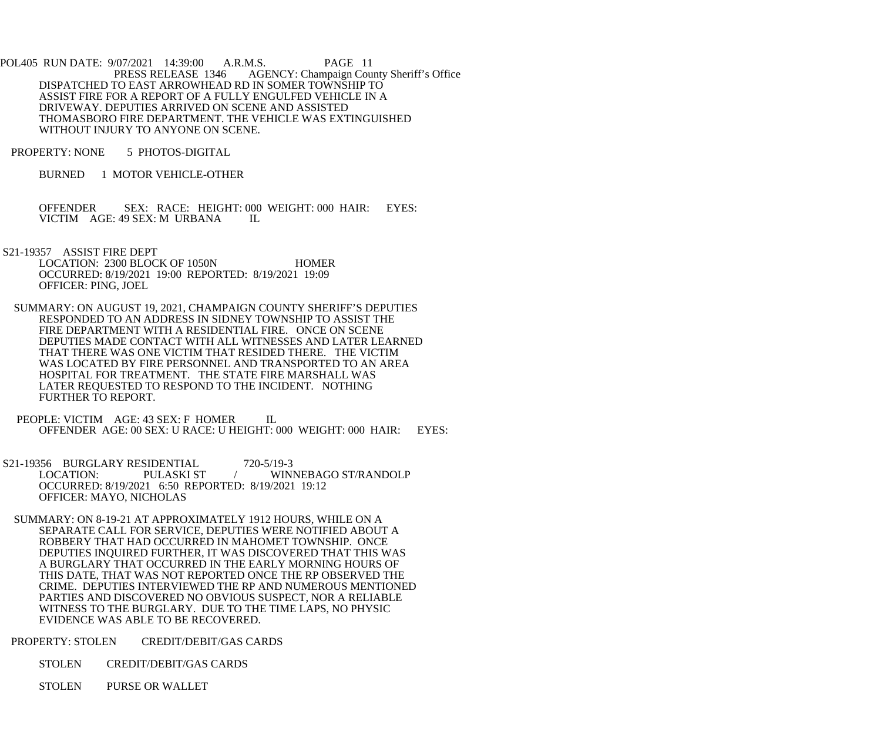POL405 RUN DATE: 9/07/2021 14:39:00 A.R.M.S. PAGE 11
PRESS RELEASE 1346 AGENCY: Champaign County Sheriff's Office

DISPATCHED TO EAST ARROWHEAD RD IN SOMER TOWNSHIP TO ASSIST FIRE FOR A REPORT OF A FULLY ENGULFED VEHICLE IN A DRIVEWAY. DEPUTIES ARRIVED ON SCENE AND ASSISTED THOMASBORO FIRE DEPARTMENT. THE VEHICLE WAS EXTINGUISHED WITHOUT INJURY TO ANYONE ON SCENE.

PROPERTY: NONE 5 PHOTOS-DIGITAL

BURNED 1 MOTOR VEHICLE-OTHER

OFFENDER SEX: RACE: HEIGHT: 000 WEIGHT: 000 HAIR: EYES:
VICTIM AGE: 49 SEX: M URBANA IL

S21-19357 ASSIST FIRE DEPT
LOCATION: 2300 BLOCK OF 1050N HOMER
OCCURRED: 8/19/2021 19:00 REPORTED: 8/19/2021 19:09
OFFICER: PING, JOEL

SUMMARY: ON AUGUST 19, 2021, CHAMPAIGN COUNTY SHERIFF'S DEPUTIES RESPONDED TO AN ADDRESS IN SIDNEY TOWNSHIP TO ASSIST THE FIRE DEPARTMENT WITH A RESIDENTIAL FIRE. ONCE ON SCENE DEPUTIES MADE CONTACT WITH ALL WITNESSES AND LATER LEARNED THAT THERE WAS ONE VICTIM THAT RESIDED THERE. THE VICTIM WAS LOCATED BY FIRE PERSONNEL AND TRANSPORTED TO AN AREA HOSPITAL FOR TREATMENT. THE STATE FIRE MARSHALL WAS LATER REQUESTED TO RESPOND TO THE INCIDENT. NOTHING FURTHER TO REPORT.

PEOPLE: VICTIM AGE: 43 SEX: F HOMER IL
OFFENDER AGE: 00 SEX: U RACE: U HEIGHT: 000 WEIGHT: 000 HAIR: EYES:

S21-19356 BURGLARY RESIDENTIAL 720-5/19-3
LOCATION: PULASKI ST / WINNEBAGO ST/RANDOLP
OCCURRED: 8/19/2021 6:50 REPORTED: 8/19/2021 19:12
OFFICER: MAYO, NICHOLAS

SUMMARY: ON 8-19-21 AT APPROXIMATELY 1912 HOURS, WHILE ON A SEPARATE CALL FOR SERVICE, DEPUTIES WERE NOTIFIED ABOUT A ROBBERY THAT HAD OCCURRED IN MAHOMET TOWNSHIP. ONCE DEPUTIES INQUIRED FURTHER, IT WAS DISCOVERED THAT THIS WAS A BURGLARY THAT OCCURRED IN THE EARLY MORNING HOURS OF THIS DATE, THAT WAS NOT REPORTED ONCE THE RP OBSERVED THE CRIME. DEPUTIES INTERVIEWED THE RP AND NUMEROUS MENTIONED PARTIES AND DISCOVERED NO OBVIOUS SUSPECT, NOR A RELIABLE WITNESS TO THE BURGLARY. DUE TO THE TIME LAPS, NO PHYSIC EVIDENCE WAS ABLE TO BE RECOVERED.

PROPERTY: STOLEN CREDIT/DEBIT/GAS CARDS

STOLEN CREDIT/DEBIT/GAS CARDS

STOLEN PURSE OR WALLET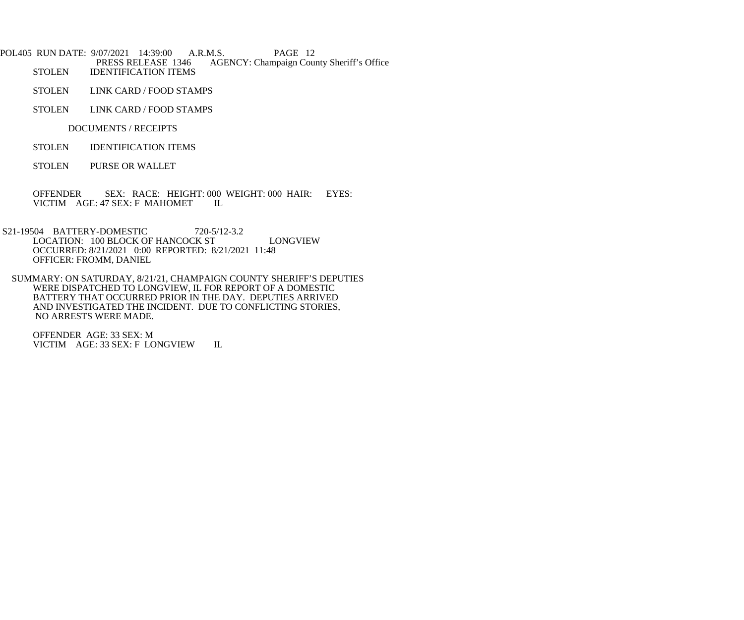STOLEN IDENTIFICATION ITEMS

STOLEN LINK CARD / FOOD STAMPS

STOLEN LINK CARD / FOOD STAMPS

DOCUMENTS / RECEIPTS

STOLEN IDENTIFICATION ITEMS

STOLEN PURSE OR WALLET

OFFENDER SEX: RACE: HEIGHT: 000 WEIGHT: 000 HAIR: EYES:
VICTIM AGE: 47 SEX: F MAHOMET IL

S21-19504 BATTERY-DOMESTIC 720-5/12-3.2
LOCATION: 100 BLOCK OF HANCOCK ST LONGVIEW
OCCURRED: 8/21/2021 0:00 REPORTED: 8/21/2021 11:48
OFFICER: FROMM, DANIEL

SUMMARY: ON SATURDAY, 8/21/21, CHAMPAIGN COUNTY SHERIFF'S DEPUTIES WERE DISPATCHED TO LONGVIEW, IL FOR REPORT OF A DOMESTIC BATTERY THAT OCCURRED PRIOR IN THE DAY. DEPUTIES ARRIVED AND INVESTIGATED THE INCIDENT. DUE TO CONFLICTING STORIES, NO ARRESTS WERE MADE.

OFFENDER AGE: 33 SEX: M
VICTIM AGE: 33 SEX: F LONGVIEW IL